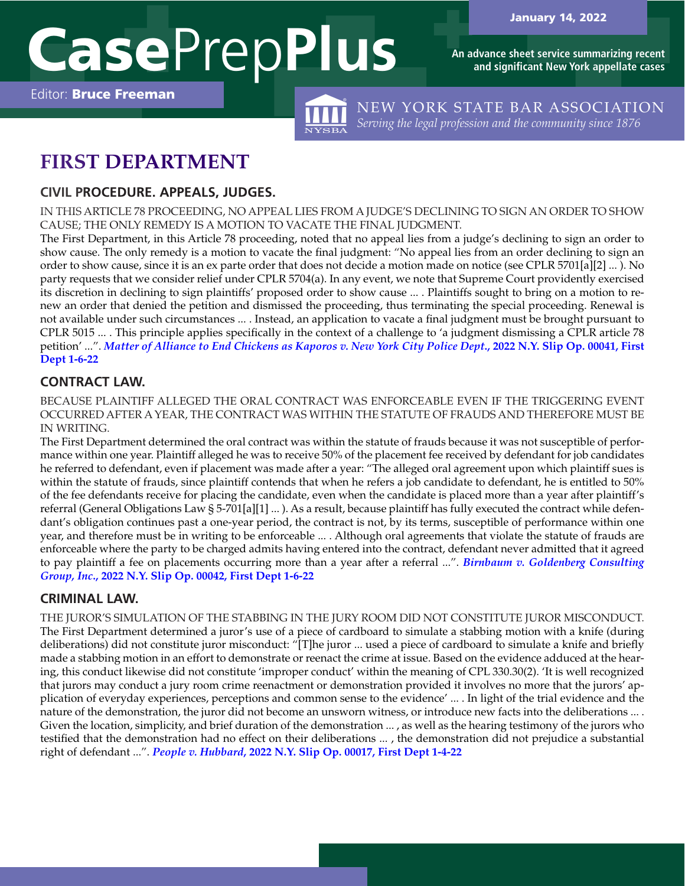# CasePrepPlus

Editor: **Bruce Freeman**

January 14, 2022

An advance sheet service summarizing recent and significant New York appellate cases

NEW YORK STATE BAR ASSOCIATION
*Serving the legal profession and the community since 1876*

# FIRST DEPARTMENT

## CIVIL PROCEDURE. APPEALS, JUDGES.

IN THIS ARTICLE 78 PROCEEDING, NO APPEAL LIES FROM A JUDGE'S DECLINING TO SIGN AN ORDER TO SHOW CAUSE; THE ONLY REMEDY IS A MOTION TO VACATE THE FINAL JUDGMENT.

The First Department, in this Article 78 proceeding, noted that no appeal lies from a judge's declining to sign an order to show cause. The only remedy is a motion to vacate the final judgment: "No appeal lies from an order declining to sign an order to show cause, since it is an ex parte order that does not decide a motion made on notice (see CPLR 5701[a][2] ... ). No party requests that we consider relief under CPLR 5704(a). In any event, we note that Supreme Court providently exercised its discretion in declining to sign plaintiffs' proposed order to show cause ... . Plaintiffs sought to bring on a motion to renew an order that denied the petition and dismissed the proceeding, thus terminating the special proceeding. Renewal is not available under such circumstances ... . Instead, an application to vacate a final judgment must be brought pursuant to CPLR 5015 ... . This principle applies specifically in the context of a challenge to 'a judgment dismissing a CPLR article 78 petition' ...". ***Matter of Alliance to End Chickens as Kaporos v. New York City Police Dept.*, 2022 N.Y. Slip Op. 00041, First Dept 1-6-22**

## CONTRACT LAW.

BECAUSE PLAINTIFF ALLEGED THE ORAL CONTRACT WAS ENFORCEABLE EVEN IF THE TRIGGERING EVENT OCCURRED AFTER A YEAR, THE CONTRACT WAS WITHIN THE STATUTE OF FRAUDS AND THEREFORE MUST BE IN WRITING.

The First Department determined the oral contract was within the statute of frauds because it was not susceptible of performance within one year. Plaintiff alleged he was to receive 50% of the placement fee received by defendant for job candidates he referred to defendant, even if placement was made after a year: "The alleged oral agreement upon which plaintiff sues is within the statute of frauds, since plaintiff contends that when he refers a job candidate to defendant, he is entitled to 50% of the fee defendants receive for placing the candidate, even when the candidate is placed more than a year after plaintiff's referral (General Obligations Law § 5-701[a][1] ... ). As a result, because plaintiff has fully executed the contract while defendant's obligation continues past a one-year period, the contract is not, by its terms, susceptible of performance within one year, and therefore must be in writing to be enforceable ... . Although oral agreements that violate the statute of frauds are enforceable where the party to be charged admits having entered into the contract, defendant never admitted that it agreed to pay plaintiff a fee on placements occurring more than a year after a referral ...". ***Birnbaum v. Goldenberg Consulting Group, Inc.*, 2022 N.Y. Slip Op. 00042, First Dept 1-6-22**

## CRIMINAL LAW.

THE JUROR'S SIMULATION OF THE STABBING IN THE JURY ROOM DID NOT CONSTITUTE JUROR MISCONDUCT.

The First Department determined a juror's use of a piece of cardboard to simulate a stabbing motion with a knife (during deliberations) did not constitute juror misconduct: "[T]he juror ... used a piece of cardboard to simulate a knife and briefly made a stabbing motion in an effort to demonstrate or reenact the crime at issue. Based on the evidence adduced at the hearing, this conduct likewise did not constitute 'improper conduct' within the meaning of CPL 330.30(2). 'It is well recognized that jurors may conduct a jury room crime reenactment or demonstration provided it involves no more that the jurors' application of everyday experiences, perceptions and common sense to the evidence' ... . In light of the trial evidence and the nature of the demonstration, the juror did not become an unsworn witness, or introduce new facts into the deliberations ... . Given the location, simplicity, and brief duration of the demonstration ... , as well as the hearing testimony of the jurors who testified that the demonstration had no effect on their deliberations ... , the demonstration did not prejudice a substantial right of defendant ...". ***People v. Hubbard*, 2022 N.Y. Slip Op. 00017, First Dept 1-4-22**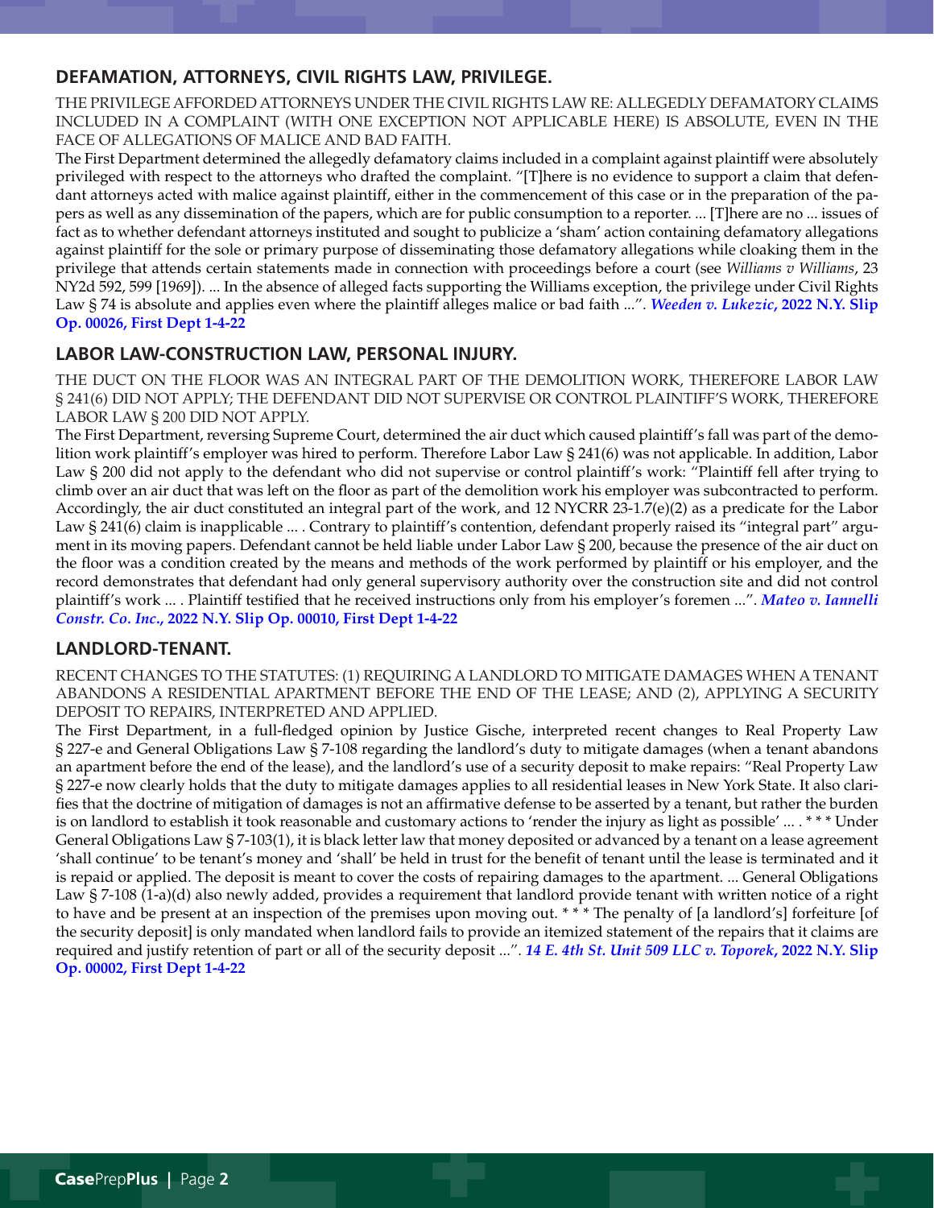## DEFAMATION, ATTORNEYS, CIVIL RIGHTS LAW, PRIVILEGE.

THE PRIVILEGE AFFORDED ATTORNEYS UNDER THE CIVIL RIGHTS LAW RE: ALLEGEDLY DEFAMATORY CLAIMS INCLUDED IN A COMPLAINT (WITH ONE EXCEPTION NOT APPLICABLE HERE) IS ABSOLUTE, EVEN IN THE FACE OF ALLEGATIONS OF MALICE AND BAD FAITH.

The First Department determined the allegedly defamatory claims included in a complaint against plaintiff were absolutely privileged with respect to the attorneys who drafted the complaint. "[T]here is no evidence to support a claim that defendant attorneys acted with malice against plaintiff, either in the commencement of this case or in the preparation of the papers as well as any dissemination of the papers, which are for public consumption to a reporter. ... [T]here are no ... issues of fact as to whether defendant attorneys instituted and sought to publicize a 'sham' action containing defamatory allegations against plaintiff for the sole or primary purpose of disseminating those defamatory allegations while cloaking them in the privilege that attends certain statements made in connection with proceedings before a court (see *Williams v Williams*, 23 NY2d 592, 599 [1969]). ... In the absence of alleged facts supporting the Williams exception, the privilege under Civil Rights Law § 74 is absolute and applies even where the plaintiff alleges malice or bad faith ...". ***Weeden v. Lukezic*, 2022 N.Y. Slip Op. 00026, First Dept 1-4-22**

## LABOR LAW-CONSTRUCTION LAW, PERSONAL INJURY.

THE DUCT ON THE FLOOR WAS AN INTEGRAL PART OF THE DEMOLITION WORK, THEREFORE LABOR LAW § 241(6) DID NOT APPLY; THE DEFENDANT DID NOT SUPERVISE OR CONTROL PLAINTIFF'S WORK, THEREFORE LABOR LAW § 200 DID NOT APPLY.

The First Department, reversing Supreme Court, determined the air duct which caused plaintiff's fall was part of the demolition work plaintiff's employer was hired to perform. Therefore Labor Law § 241(6) was not applicable. In addition, Labor Law § 200 did not apply to the defendant who did not supervise or control plaintiff's work: "Plaintiff fell after trying to climb over an air duct that was left on the floor as part of the demolition work his employer was subcontracted to perform. Accordingly, the air duct constituted an integral part of the work, and 12 NYCRR 23-1.7(e)(2) as a predicate for the Labor Law § 241(6) claim is inapplicable ... . Contrary to plaintiff's contention, defendant properly raised its "integral part" argument in its moving papers. Defendant cannot be held liable under Labor Law § 200, because the presence of the air duct on the floor was a condition created by the means and methods of the work performed by plaintiff or his employer, and the record demonstrates that defendant had only general supervisory authority over the construction site and did not control plaintiff's work ... . Plaintiff testified that he received instructions only from his employer's foremen ...". ***Mateo v. Iannelli Constr. Co. Inc.*, 2022 N.Y. Slip Op. 00010, First Dept 1-4-22**

## LANDLORD-TENANT.

RECENT CHANGES TO THE STATUTES: (1) REQUIRING A LANDLORD TO MITIGATE DAMAGES WHEN A TENANT ABANDONS A RESIDENTIAL APARTMENT BEFORE THE END OF THE LEASE; AND (2), APPLYING A SECURITY DEPOSIT TO REPAIRS, INTERPRETED AND APPLIED.

The First Department, in a full-fledged opinion by Justice Gische, interpreted recent changes to Real Property Law § 227-e and General Obligations Law § 7-108 regarding the landlord's duty to mitigate damages (when a tenant abandons an apartment before the end of the lease), and the landlord's use of a security deposit to make repairs: "Real Property Law § 227-e now clearly holds that the duty to mitigate damages applies to all residential leases in New York State. It also clarifies that the doctrine of mitigation of damages is not an affirmative defense to be asserted by a tenant, but rather the burden is on landlord to establish it took reasonable and customary actions to 'render the injury as light as possible' ... . * * * Under General Obligations Law § 7-103(1), it is black letter law that money deposited or advanced by a tenant on a lease agreement 'shall continue' to be tenant's money and 'shall' be held in trust for the benefit of tenant until the lease is terminated and it is repaid or applied. The deposit is meant to cover the costs of repairing damages to the apartment. ... General Obligations Law § 7-108 (1-a)(d) also newly added, provides a requirement that landlord provide tenant with written notice of a right to have and be present at an inspection of the premises upon moving out. * * * The penalty of [a landlord's] forfeiture [of the security deposit] is only mandated when landlord fails to provide an itemized statement of the repairs that it claims are required and justify retention of part or all of the security deposit ...". ***14 E. 4th St. Unit 509 LLC v. Toporek*, 2022 N.Y. Slip Op. 00002, First Dept 1-4-22**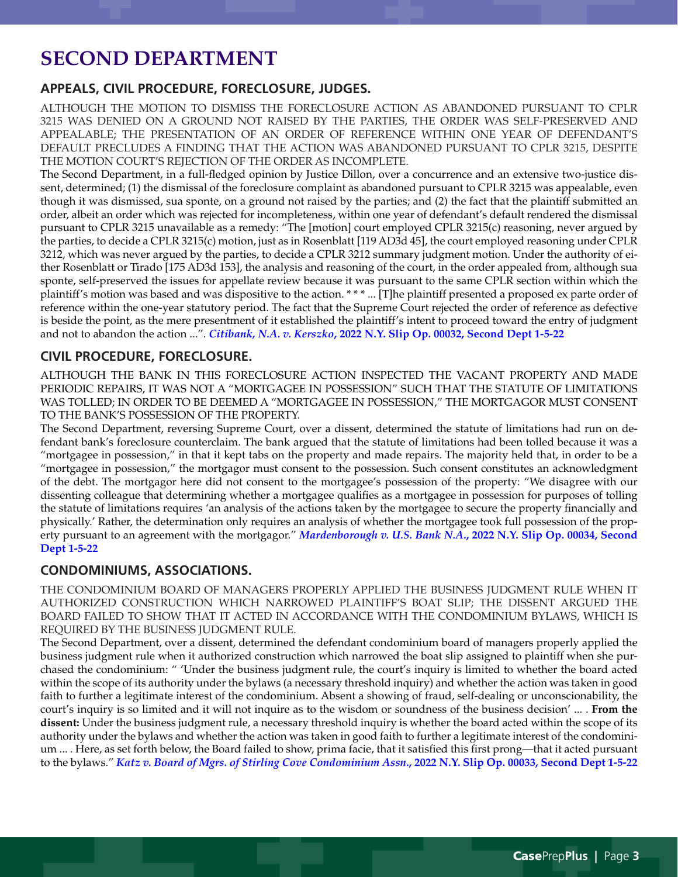# SECOND DEPARTMENT

### APPEALS, CIVIL PROCEDURE, FORECLOSURE, JUDGES.

ALTHOUGH THE MOTION TO DISMISS THE FORECLOSURE ACTION AS ABANDONED PURSUANT TO CPLR 3215 WAS DENIED ON A GROUND NOT RAISED BY THE PARTIES, THE ORDER WAS SELF-PRESERVED AND APPEALABLE; THE PRESENTATION OF AN ORDER OF REFERENCE WITHIN ONE YEAR OF DEFENDANT'S DEFAULT PRECLUDES A FINDING THAT THE ACTION WAS ABANDONED PURSUANT TO CPLR 3215, DESPITE THE MOTION COURT'S REJECTION OF THE ORDER AS INCOMPLETE.

The Second Department, in a full-fledged opinion by Justice Dillon, over a concurrence and an extensive two-justice dissent, determined; (1) the dismissal of the foreclosure complaint as abandoned pursuant to CPLR 3215 was appealable, even though it was dismissed, sua sponte, on a ground not raised by the parties; and (2) the fact that the plaintiff submitted an order, albeit an order which was rejected for incompleteness, within one year of defendant's default rendered the dismissal pursuant to CPLR 3215 unavailable as a remedy: "The [motion] court employed CPLR 3215(c) reasoning, never argued by the parties, to decide a CPLR 3215(c) motion, just as in Rosenblatt [119 AD3d 45], the court employed reasoning under CPLR 3212, which was never argued by the parties, to decide a CPLR 3212 summary judgment motion. Under the authority of either Rosenblatt or Tirado [175 AD3d 153], the analysis and reasoning of the court, in the order appealed from, although sua sponte, self-preserved the issues for appellate review because it was pursuant to the same CPLR section within which the plaintiff's motion was based and was dispositive to the action. * * * ... [T]he plaintiff presented a proposed ex parte order of reference within the one-year statutory period. The fact that the Supreme Court rejected the order of reference as defective is beside the point, as the mere presentment of it established the plaintiff's intent to proceed toward the entry of judgment and not to abandon the action ...". ***Citibank, N.A. v. Kerszko*, 2022 N.Y. Slip Op. 00032, Second Dept 1-5-22**

### CIVIL PROCEDURE, FORECLOSURE.

ALTHOUGH THE BANK IN THIS FORECLOSURE ACTION INSPECTED THE VACANT PROPERTY AND MADE PERIODIC REPAIRS, IT WAS NOT A "MORTGAGEE IN POSSESSION" SUCH THAT THE STATUTE OF LIMITATIONS WAS TOLLED; IN ORDER TO BE DEEMED A "MORTGAGEE IN POSSESSION," THE MORTGAGOR MUST CONSENT TO THE BANK'S POSSESSION OF THE PROPERTY.

The Second Department, reversing Supreme Court, over a dissent, determined the statute of limitations had run on defendant bank's foreclosure counterclaim. The bank argued that the statute of limitations had been tolled because it was a "mortgagee in possession," in that it kept tabs on the property and made repairs. The majority held that, in order to be a "mortgagee in possession," the mortgagor must consent to the possession. Such consent constitutes an acknowledgment of the debt. The mortgagor here did not consent to the mortgagee's possession of the property: "We disagree with our dissenting colleague that determining whether a mortgagee qualifies as a mortgagee in possession for purposes of tolling the statute of limitations requires 'an analysis of the actions taken by the mortgagee to secure the property financially and physically.' Rather, the determination only requires an analysis of whether the mortgagee took full possession of the property pursuant to an agreement with the mortgagor." ***Mardenborough v. U.S. Bank N.A.*, 2022 N.Y. Slip Op. 00034, Second Dept 1-5-22**

### CONDOMINIUMS, ASSOCIATIONS.

THE CONDOMINIUM BOARD OF MANAGERS PROPERLY APPLIED THE BUSINESS JUDGMENT RULE WHEN IT AUTHORIZED CONSTRUCTION WHICH NARROWED PLAINTIFF'S BOAT SLIP; THE DISSENT ARGUED THE BOARD FAILED TO SHOW THAT IT ACTED IN ACCORDANCE WITH THE CONDOMINIUM BYLAWS, WHICH IS REQUIRED BY THE BUSINESS JUDGMENT RULE.

The Second Department, over a dissent, determined the defendant condominium board of managers properly applied the business judgment rule when it authorized construction which narrowed the boat slip assigned to plaintiff when she purchased the condominium: " 'Under the business judgment rule, the court's inquiry is limited to whether the board acted within the scope of its authority under the bylaws (a necessary threshold inquiry) and whether the action was taken in good faith to further a legitimate interest of the condominium. Absent a showing of fraud, self-dealing or unconscionability, the court's inquiry is so limited and it will not inquire as to the wisdom or soundness of the business decision' ... . **From the dissent:** Under the business judgment rule, a necessary threshold inquiry is whether the board acted within the scope of its authority under the bylaws and whether the action was taken in good faith to further a legitimate interest of the condominium ... . Here, as set forth below, the Board failed to show, prima facie, that it satisfied this first prong—that it acted pursuant to the bylaws." ***Katz v. Board of Mgrs. of Stirling Cove Condominium Assn.*, 2022 N.Y. Slip Op. 00033, Second Dept 1-5-22**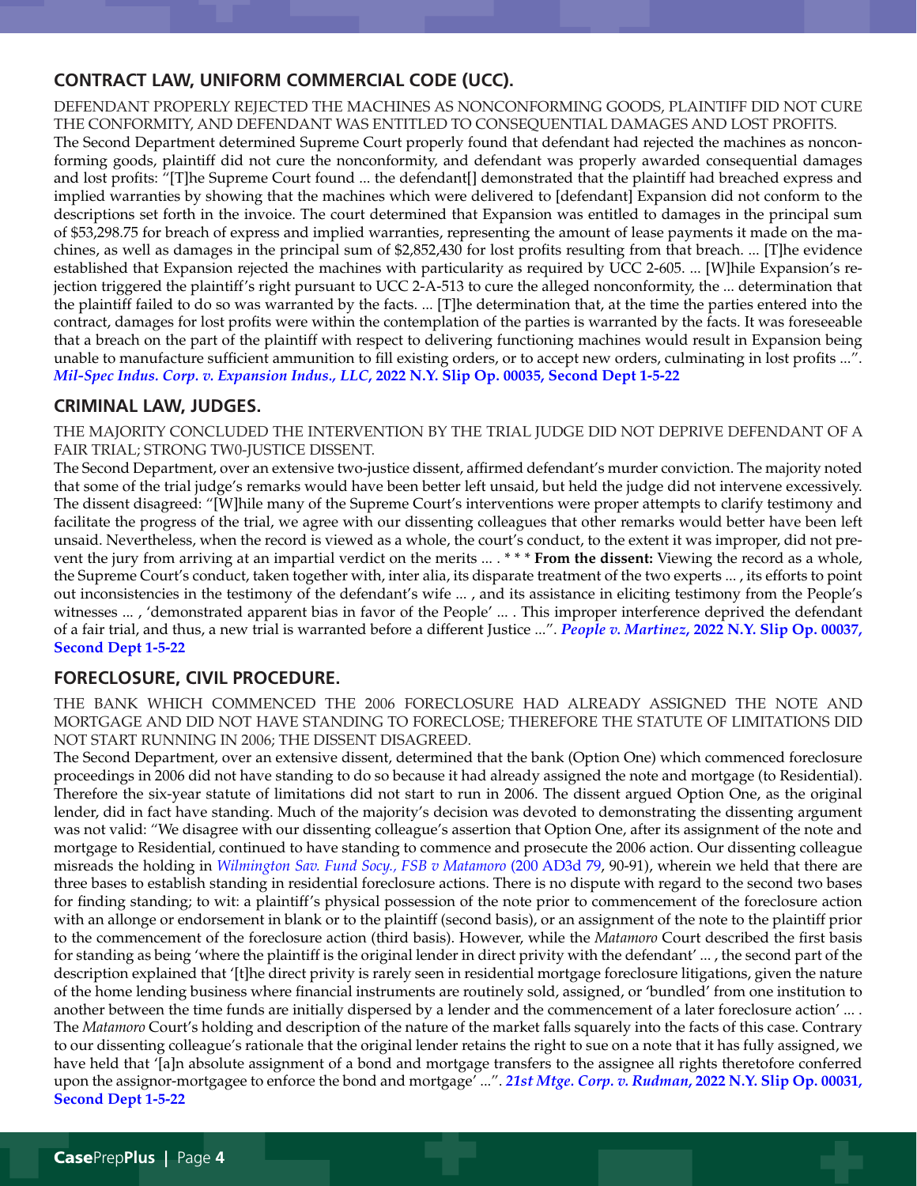## CONTRACT LAW, UNIFORM COMMERCIAL CODE (UCC).

DEFENDANT PROPERLY REJECTED THE MACHINES AS NONCONFORMING GOODS, PLAINTIFF DID NOT CURE THE CONFORMITY, AND DEFENDANT WAS ENTITLED TO CONSEQUENTIAL DAMAGES AND LOST PROFITS.

The Second Department determined Supreme Court properly found that defendant had rejected the machines as nonconforming goods, plaintiff did not cure the nonconformity, and defendant was properly awarded consequential damages and lost profits: "[T]he Supreme Court found ... the defendant[] demonstrated that the plaintiff had breached express and implied warranties by showing that the machines which were delivered to [defendant] Expansion did not conform to the descriptions set forth in the invoice. The court determined that Expansion was entitled to damages in the principal sum of $53,298.75 for breach of express and implied warranties, representing the amount of lease payments it made on the machines, as well as damages in the principal sum of $2,852,430 for lost profits resulting from that breach. ... [T]he evidence established that Expansion rejected the machines with particularity as required by UCC 2-605. ... [W]hile Expansion's rejection triggered the plaintiff's right pursuant to UCC 2-A-513 to cure the alleged nonconformity, the ... determination that the plaintiff failed to do so was warranted by the facts. ... [T]he determination that, at the time the parties entered into the contract, damages for lost profits were within the contemplation of the parties is warranted by the facts. It was foreseeable that a breach on the part of the plaintiff with respect to delivering functioning machines would result in Expansion being unable to manufacture sufficient ammunition to fill existing orders, or to accept new orders, culminating in lost profits ...". ***Mil-Spec Indus. Corp. v. Expansion Indus., LLC*, 2022 N.Y. Slip Op. 00035, Second Dept 1-5-22**

## CRIMINAL LAW, JUDGES.

THE MAJORITY CONCLUDED THE INTERVENTION BY THE TRIAL JUDGE DID NOT DEPRIVE DEFENDANT OF A FAIR TRIAL; STRONG TW0-JUSTICE DISSENT.

The Second Department, over an extensive two-justice dissent, affirmed defendant's murder conviction. The majority noted that some of the trial judge's remarks would have been better left unsaid, but held the judge did not intervene excessively. The dissent disagreed: "[W]hile many of the Supreme Court's interventions were proper attempts to clarify testimony and facilitate the progress of the trial, we agree with our dissenting colleagues that other remarks would better have been left unsaid. Nevertheless, when the record is viewed as a whole, the court's conduct, to the extent it was improper, did not prevent the jury from arriving at an impartial verdict on the merits ... . * * * **From the dissent:** Viewing the record as a whole, the Supreme Court's conduct, taken together with, inter alia, its disparate treatment of the two experts ... , its efforts to point out inconsistencies in the testimony of the defendant's wife ... , and its assistance in eliciting testimony from the People's witnesses ... , 'demonstrated apparent bias in favor of the People' ... . This improper interference deprived the defendant of a fair trial, and thus, a new trial is warranted before a different Justice ...". ***People v. Martinez*, 2022 N.Y. Slip Op. 00037, Second Dept 1-5-22**

## FORECLOSURE, CIVIL PROCEDURE.

THE BANK WHICH COMMENCED THE 2006 FORECLOSURE HAD ALREADY ASSIGNED THE NOTE AND MORTGAGE AND DID NOT HAVE STANDING TO FORECLOSE; THEREFORE THE STATUTE OF LIMITATIONS DID NOT START RUNNING IN 2006; THE DISSENT DISAGREED.

The Second Department, over an extensive dissent, determined that the bank (Option One) which commenced foreclosure proceedings in 2006 did not have standing to do so because it had already assigned the note and mortgage (to Residential). Therefore the six-year statute of limitations did not start to run in 2006. The dissent argued Option One, as the original lender, did in fact have standing. Much of the majority's decision was devoted to demonstrating the dissenting argument was not valid: "We disagree with our dissenting colleague's assertion that Option One, after its assignment of the note and mortgage to Residential, continued to have standing to commence and prosecute the 2006 action. Our dissenting colleague misreads the holding in *Wilmington Sav. Fund Socy., FSB v Matamoro* (200 AD3d 79, 90-91), wherein we held that there are three bases to establish standing in residential foreclosure actions. There is no dispute with regard to the second two bases for finding standing; to wit: a plaintiff's physical possession of the note prior to commencement of the foreclosure action with an allonge or endorsement in blank or to the plaintiff (second basis), or an assignment of the note to the plaintiff prior to the commencement of the foreclosure action (third basis). However, while the *Matamoro* Court described the first basis for standing as being 'where the plaintiff is the original lender in direct privity with the defendant' ... , the second part of the description explained that '[t]he direct privity is rarely seen in residential mortgage foreclosure litigations, given the nature of the home lending business where financial instruments are routinely sold, assigned, or 'bundled' from one institution to another between the time funds are initially dispersed by a lender and the commencement of a later foreclosure action' ... . The *Matamoro* Court's holding and description of the nature of the market falls squarely into the facts of this case. Contrary to our dissenting colleague's rationale that the original lender retains the right to sue on a note that it has fully assigned, we have held that '[a]n absolute assignment of a bond and mortgage transfers to the assignee all rights theretofore conferred upon the assignor-mortgagee to enforce the bond and mortgage' ...". ***21st Mtge. Corp. v. Rudman*, 2022 N.Y. Slip Op. 00031, Second Dept 1-5-22**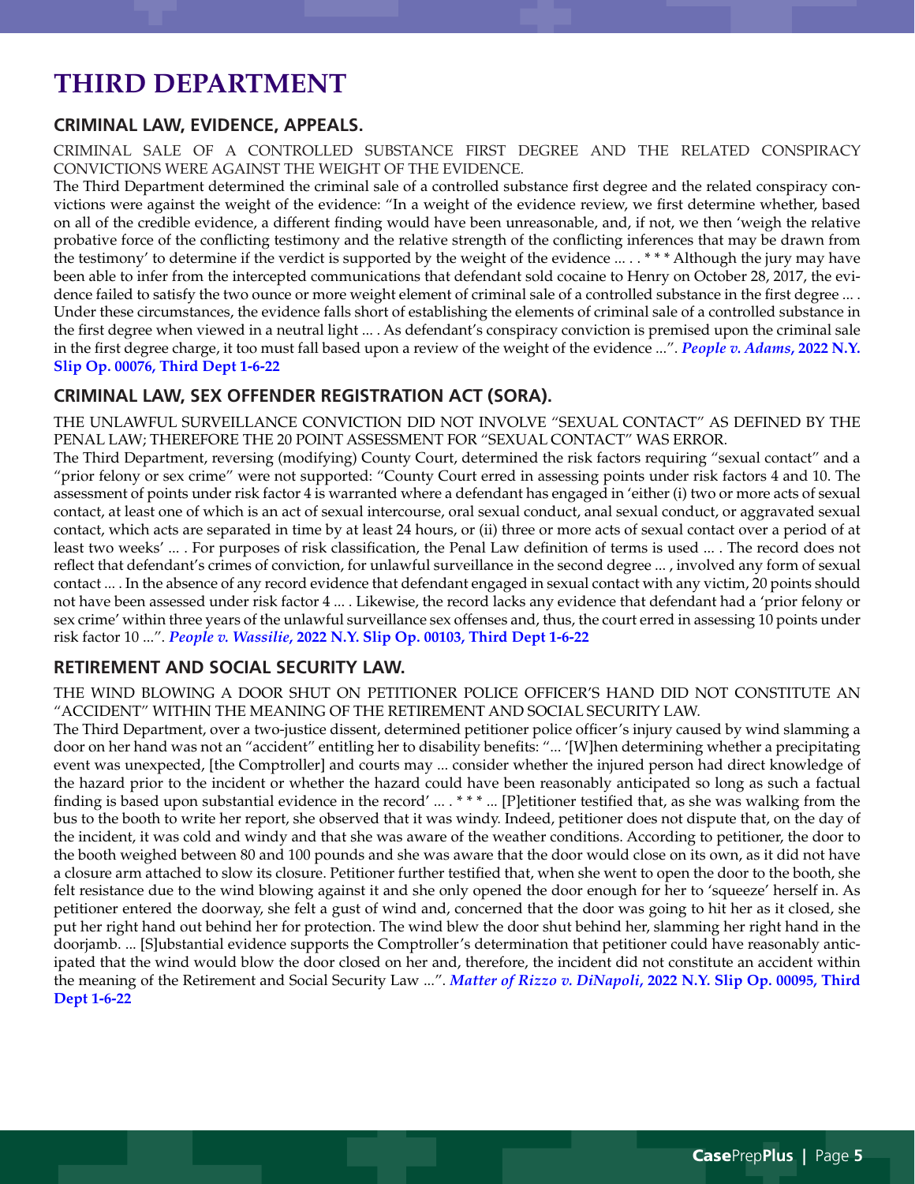# THIRD DEPARTMENT

## CRIMINAL LAW, EVIDENCE, APPEALS.

CRIMINAL SALE OF A CONTROLLED SUBSTANCE FIRST DEGREE AND THE RELATED CONSPIRACY CONVICTIONS WERE AGAINST THE WEIGHT OF THE EVIDENCE.

The Third Department determined the criminal sale of a controlled substance first degree and the related conspiracy convictions were against the weight of the evidence: "In a weight of the evidence review, we first determine whether, based on all of the credible evidence, a different finding would have been unreasonable, and, if not, we then 'weigh the relative probative force of the conflicting testimony and the relative strength of the conflicting inferences that may be drawn from the testimony' to determine if the verdict is supported by the weight of the evidence ... . * * * Although the jury may have been able to infer from the intercepted communications that defendant sold cocaine to Henry on October 28, 2017, the evidence failed to satisfy the two ounce or more weight element of criminal sale of a controlled substance in the first degree ... . Under these circumstances, the evidence falls short of establishing the elements of criminal sale of a controlled substance in the first degree when viewed in a neutral light ... . As defendant's conspiracy conviction is premised upon the criminal sale in the first degree charge, it too must fall based upon a review of the weight of the evidence ...". ***People v. Adams*, 2022 N.Y. Slip Op. 00076, Third Dept 1-6-22**

## CRIMINAL LAW, SEX OFFENDER REGISTRATION ACT (SORA).

THE UNLAWFUL SURVEILLANCE CONVICTION DID NOT INVOLVE "SEXUAL CONTACT" AS DEFINED BY THE PENAL LAW; THEREFORE THE 20 POINT ASSESSMENT FOR "SEXUAL CONTACT" WAS ERROR.

The Third Department, reversing (modifying) County Court, determined the risk factors requiring "sexual contact" and a "prior felony or sex crime" were not supported: "County Court erred in assessing points under risk factors 4 and 10. The assessment of points under risk factor 4 is warranted where a defendant has engaged in 'either (i) two or more acts of sexual contact, at least one of which is an act of sexual intercourse, oral sexual conduct, anal sexual conduct, or aggravated sexual contact, which acts are separated in time by at least 24 hours, or (ii) three or more acts of sexual contact over a period of at least two weeks' ... . For purposes of risk classification, the Penal Law definition of terms is used ... . The record does not reflect that defendant's crimes of conviction, for unlawful surveillance in the second degree ... , involved any form of sexual contact ... . In the absence of any record evidence that defendant engaged in sexual contact with any victim, 20 points should not have been assessed under risk factor 4 ... . Likewise, the record lacks any evidence that defendant had a 'prior felony or sex crime' within three years of the unlawful surveillance sex offenses and, thus, the court erred in assessing 10 points under risk factor 10 ...". ***People v. Wassilie*, 2022 N.Y. Slip Op. 00103, Third Dept 1-6-22**

## RETIREMENT AND SOCIAL SECURITY LAW.

THE WIND BLOWING A DOOR SHUT ON PETITIONER POLICE OFFICER'S HAND DID NOT CONSTITUTE AN "ACCIDENT" WITHIN THE MEANING OF THE RETIREMENT AND SOCIAL SECURITY LAW.

The Third Department, over a two-justice dissent, determined petitioner police officer's injury caused by wind slamming a door on her hand was not an "accident" entitling her to disability benefits: "... '[W]hen determining whether a precipitating event was unexpected, [the Comptroller] and courts may ... consider whether the injured person had direct knowledge of the hazard prior to the incident or whether the hazard could have been reasonably anticipated so long as such a factual finding is based upon substantial evidence in the record' ... . * * * ... [P]etitioner testified that, as she was walking from the bus to the booth to write her report, she observed that it was windy. Indeed, petitioner does not dispute that, on the day of the incident, it was cold and windy and that she was aware of the weather conditions. According to petitioner, the door to the booth weighed between 80 and 100 pounds and she was aware that the door would close on its own, as it did not have a closure arm attached to slow its closure. Petitioner further testified that, when she went to open the door to the booth, she felt resistance due to the wind blowing against it and she only opened the door enough for her to 'squeeze' herself in. As petitioner entered the doorway, she felt a gust of wind and, concerned that the door was going to hit her as it closed, she put her right hand out behind her for protection. The wind blew the door shut behind her, slamming her right hand in the doorjamb. ... [S]ubstantial evidence supports the Comptroller's determination that petitioner could have reasonably anticipated that the wind would blow the door closed on her and, therefore, the incident did not constitute an accident within the meaning of the Retirement and Social Security Law ...". ***Matter of Rizzo v. DiNapoli*, 2022 N.Y. Slip Op. 00095, Third Dept 1-6-22**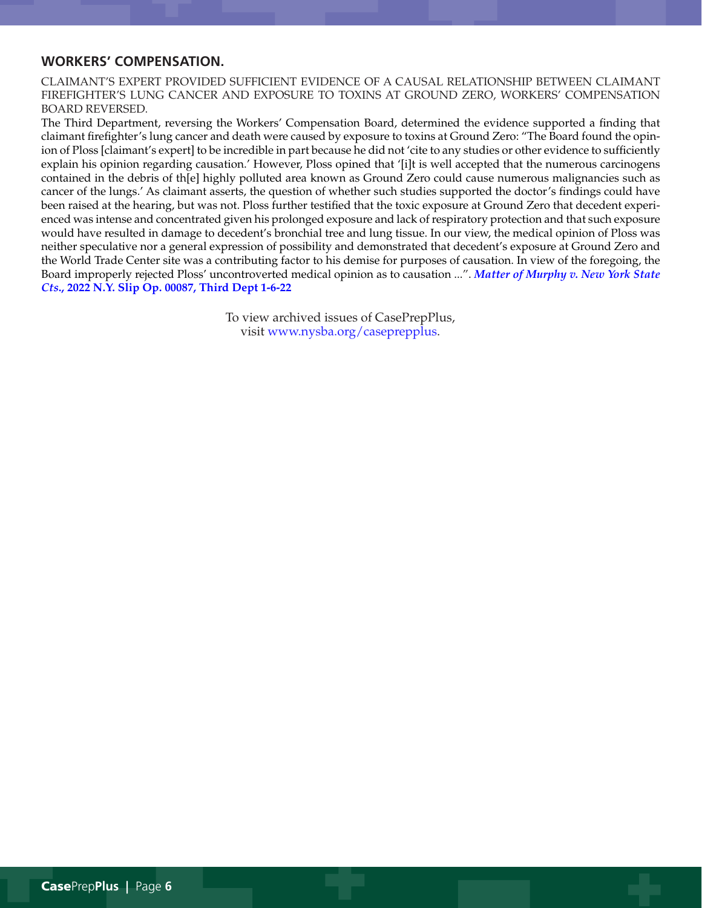## WORKERS' COMPENSATION.

CLAIMANT'S EXPERT PROVIDED SUFFICIENT EVIDENCE OF A CAUSAL RELATIONSHIP BETWEEN CLAIMANT FIREFIGHTER'S LUNG CANCER AND EXPOSURE TO TOXINS AT GROUND ZERO, WORKERS' COMPENSATION BOARD REVERSED.

The Third Department, reversing the Workers' Compensation Board, determined the evidence supported a finding that claimant firefighter's lung cancer and death were caused by exposure to toxins at Ground Zero: "The Board found the opinion of Ploss [claimant's expert] to be incredible in part because he did not 'cite to any studies or other evidence to sufficiently explain his opinion regarding causation.' However, Ploss opined that '[i]t is well accepted that the numerous carcinogens contained in the debris of th[e] highly polluted area known as Ground Zero could cause numerous malignancies such as cancer of the lungs.' As claimant asserts, the question of whether such studies supported the doctor's findings could have been raised at the hearing, but was not. Ploss further testified that the toxic exposure at Ground Zero that decedent experienced was intense and concentrated given his prolonged exposure and lack of respiratory protection and that such exposure would have resulted in damage to decedent's bronchial tree and lung tissue. In our view, the medical opinion of Ploss was neither speculative nor a general expression of possibility and demonstrated that decedent's exposure at Ground Zero and the World Trade Center site was a contributing factor to his demise for purposes of causation. In view of the foregoing, the Board improperly rejected Ploss' uncontroverted medical opinion as to causation ...". ***Matter of Murphy v. New York State Cts.*, 2022 N.Y. Slip Op. 00087, Third Dept 1-6-22**

To view archived issues of CasePrepPlus, visit www.nysba.org/caseprepplus.